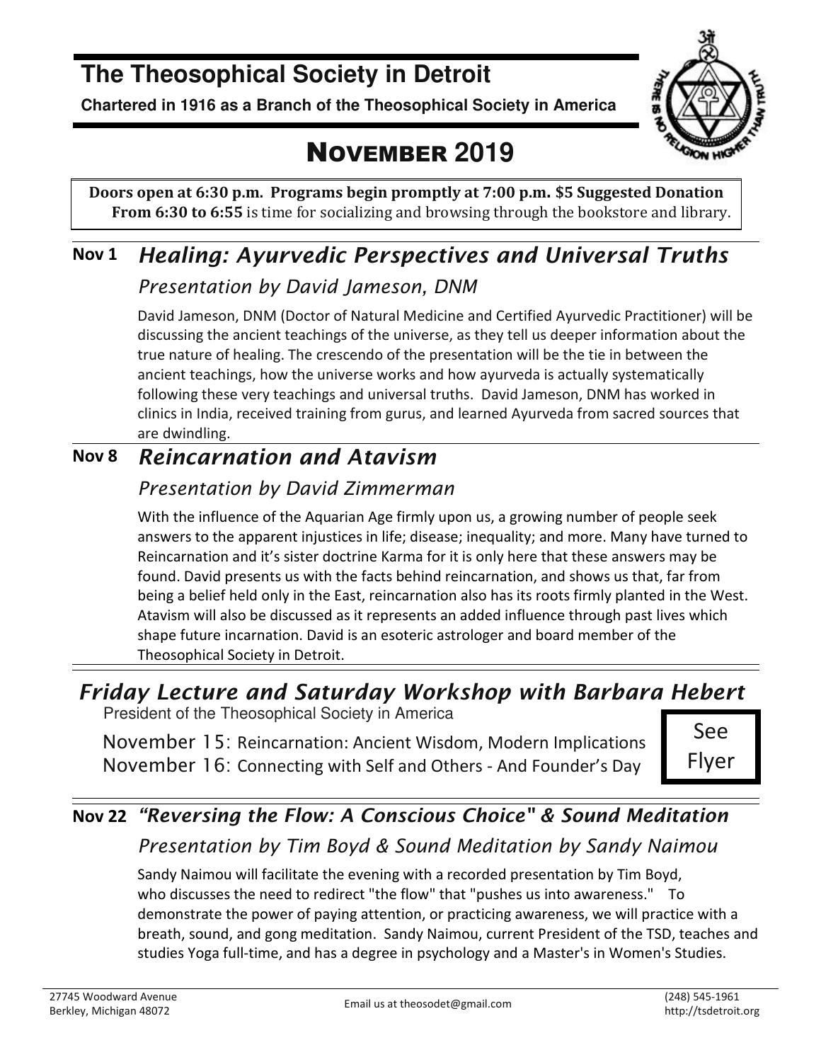# The Theosophical Society in Detroit

**Chartered in 1916 as a Branch of the Theosophical Society in America**

# NOVEMBER 2019

**Doors open at 6:30 p.m. Programs begin promptly at 7:00 p.m. $5 Suggested Donation**
**From 6:30 to 6:55** is time for socializing and browsing through the bookstore and library.

## Nov 1 *Healing: Ayurvedic Perspectives and Universal Truths*

### *Presentation by David Jameson, DNM*

David Jameson, DNM (Doctor of Natural Medicine and Certified Ayurvedic Practitioner) will be discussing the ancient teachings of the universe, as they tell us deeper information about the true nature of healing. The crescendo of the presentation will be the tie in between the ancient teachings, how the universe works and how ayurveda is actually systematically following these very teachings and universal truths. David Jameson, DNM has worked in clinics in India, received training from gurus, and learned Ayurveda from sacred sources that are dwindling.

## Nov 8 *Reincarnation and Atavism*

### *Presentation by David Zimmerman*

With the influence of the Aquarian Age firmly upon us, a growing number of people seek answers to the apparent injustices in life; disease; inequality; and more. Many have turned to Reincarnation and it's sister doctrine Karma for it is only here that these answers may be found. David presents us with the facts behind reincarnation, and shows us that, far from being a belief held only in the East, reincarnation also has its roots firmly planted in the West. Atavism will also be discussed as it represents an added influence through past lives which shape future incarnation. David is an esoteric astrologer and board member of the Theosophical Society in Detroit.

## *Friday Lecture and Saturday Workshop with Barbara Hebert*

President of the Theosophical Society in America

November 15: Reincarnation: Ancient Wisdom, Modern Implications
November 16: Connecting with Self and Others - And Founder's Day

See Flyer

## Nov 22 *"Reversing the Flow: A Conscious Choice" & Sound Meditation*

### *Presentation by Tim Boyd & Sound Meditation by Sandy Naimou*

Sandy Naimou will facilitate the evening with a recorded presentation by Tim Boyd, who discusses the need to redirect "the flow" that "pushes us into awareness." To demonstrate the power of paying attention, or practicing awareness, we will practice with a breath, sound, and gong meditation. Sandy Naimou, current President of the TSD, teaches and studies Yoga full-time, and has a degree in psychology and a Master's in Women's Studies.

27745 Woodward Avenue
Berkley, Michigan 48072

Email us at theosodet@gmail.com

(248) 545-1961
http://tsdetroit.org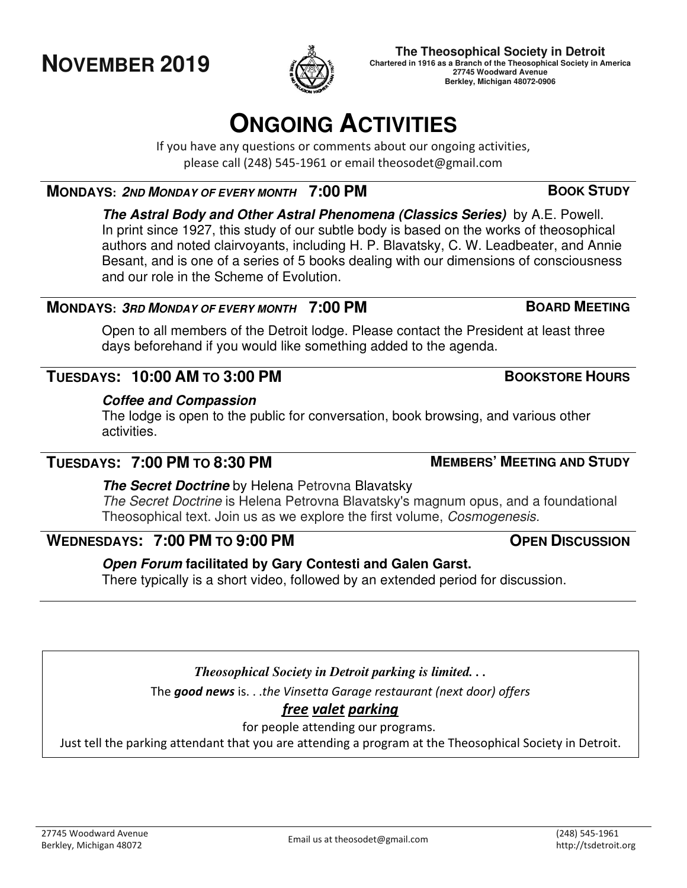**NOVEMBER 2019**

**The Theosophical Society in Detroit**
**Chartered in 1916 as a Branch of the Theosophical Society in America**
**27745 Woodward Avenue**
**Berkley, Michigan 48072-0906**

# ONGOING ACTIVITIES

If you have any questions or comments about our ongoing activities, please call (248) 545-1961 or email theosodet@gmail.com

---

**MONDAYS: *2ND MONDAY OF EVERY MONTH* 7:00 PM** — **BOOK STUDY**

***The Astral Body and Other Astral Phenomena (Classics Series)*** by A.E. Powell. In print since 1927, this study of our subtle body is based on the works of theosophical authors and noted clairvoyants, including H. P. Blavatsky, C. W. Leadbeater, and Annie Besant, and is one of a series of 5 books dealing with our dimensions of consciousness and our role in the Scheme of Evolution.

---

**MONDAYS: *3RD MONDAY OF EVERY MONTH* 7:00 PM** — **BOARD MEETING**

Open to all members of the Detroit lodge. Please contact the President at least three days beforehand if you would like something added to the agenda.

---

**TUESDAYS: 10:00 AM TO 3:00 PM** — **BOOKSTORE HOURS**

***Coffee and Compassion***
The lodge is open to the public for conversation, book browsing, and various other activities.

---

**TUESDAYS: 7:00 PM TO 8:30 PM** — **MEMBERS' MEETING AND STUDY**

***The Secret Doctrine*** by Helena Petrovna Blavatsky
*The Secret Doctrine* is Helena Petrovna Blavatsky's magnum opus, and a foundational Theosophical text. Join us as we explore the first volume, *Cosmogenesis.*

---

**WEDNESDAYS: 7:00 PM TO 9:00 PM** — **OPEN DISCUSSION**

***Open Forum* facilitated by Gary Contesti and Galen Garst.**
There typically is a short video, followed by an extended period for discussion.

---

*Theosophical Society in Detroit parking is limited. . .*

The ***good news*** is. . .*the Vinsetta Garage restaurant (next door) offers*

***free valet parking***

for people attending our programs.

Just tell the parking attendant that you are attending a program at the Theosophical Society in Detroit.

27745 Woodward Avenue
Berkley, Michigan 48072

Email us at theosodet@gmail.com

(248) 545-1961
http://tsdetroit.org